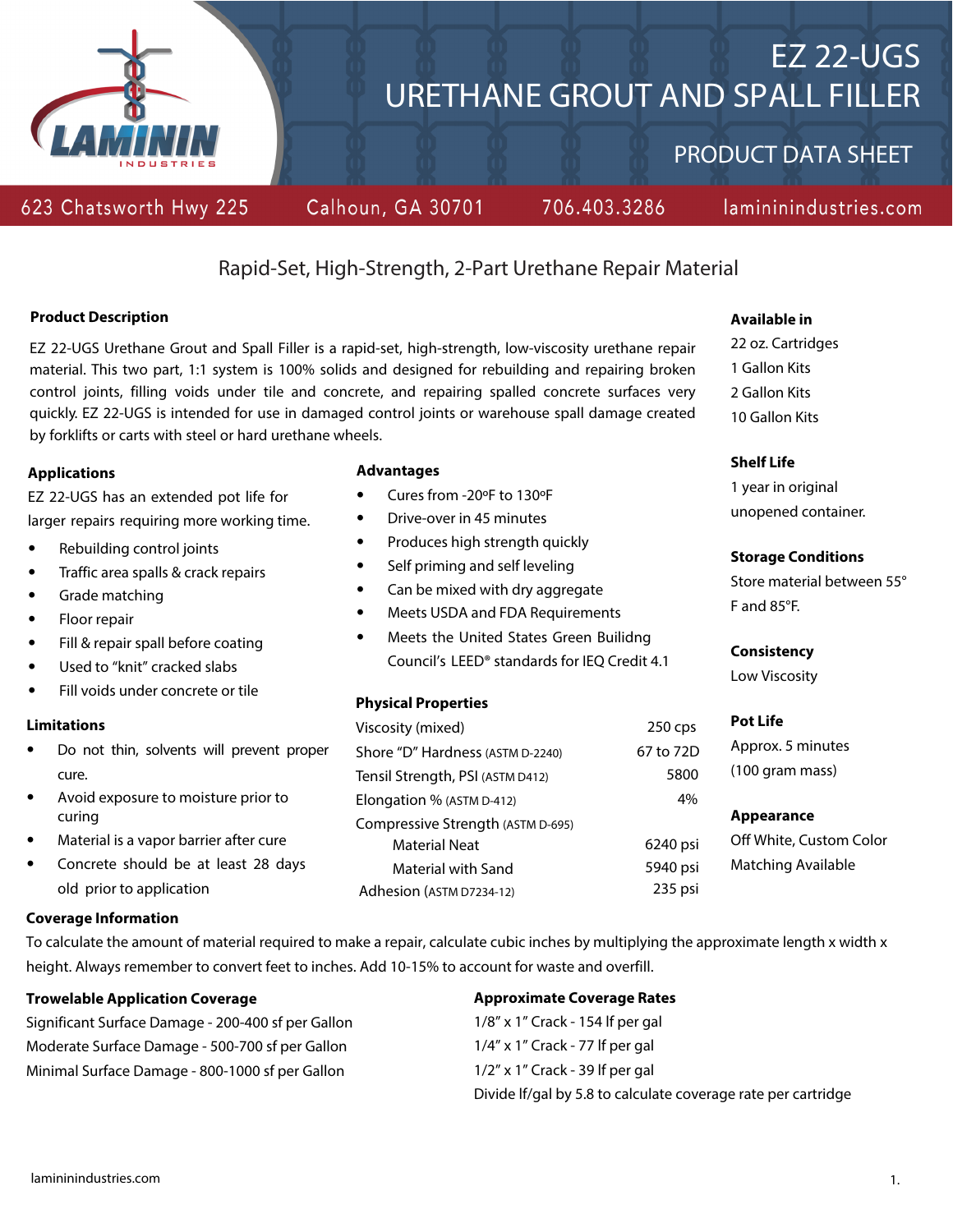# EZ 22-UGS
# URETHANE GROUT AND SPALL FILLER

## PRODUCT DATA SHEET

623 Chatsworth Hwy 225 | Calhoun, GA 30701 | 706.403.3286 | lamininindustries.com

### Rapid-Set, High-Strength, 2-Part Urethane Repair Material

**Product Description**

EZ 22-UGS Urethane Grout and Spall Filler is a rapid-set, high-strength, low-viscosity urethane repair material. This two part, 1:1 system is 100% solids and designed for rebuilding and repairing broken control joints, filling voids under tile and concrete, and repairing spalled concrete surfaces very quickly. EZ 22-UGS is intended for use in damaged control joints or warehouse spall damage created by forklifts or carts with steel or hard urethane wheels.

**Applications**

EZ 22-UGS has an extended pot life for larger repairs requiring more working time.

- Rebuilding control joints
- Traffic area spalls & crack repairs
- Grade matching
- Floor repair
- Fill & repair spall before coating
- Used to "knit" cracked slabs
- Fill voids under concrete or tile

**Limitations**

- Do not thin, solvents will prevent proper cure.
- Avoid exposure to moisture prior to curing
- Material is a vapor barrier after cure
- Concrete should be at least 28 days old prior to application

**Advantages**

- Cures from -20ºF to 130ºF
- Drive-over in 45 minutes
- Produces high strength quickly
- Self priming and self leveling
- Can be mixed with dry aggregate
- Meets USDA and FDA Requirements
- Meets the United States Green Builidng Council's LEED® standards for IEQ Credit 4.1

**Physical Properties**

| Property | Value |
|---|---|
| Viscosity (mixed) | 250 cps |
| Shore "D" Hardness (ASTM D-2240) | 67 to 72D |
| Tensil Strength, PSI (ASTM D412) | 5800 |
| Elongation % (ASTM D-412) | 4% |
| Compressive Strength (ASTM D-695) | |
| Material Neat | 6240 psi |
| Material with Sand | 5940 psi |
| Adhesion (ASTM D7234-12) | 235 psi |

**Available in**

22 oz. Cartridges
1 Gallon Kits
2 Gallon Kits
10 Gallon Kits

**Shelf Life**

1 year in original unopened container.

**Storage Conditions**

Store material between 55° F and 85°F.

**Consistency**

Low Viscosity

**Pot Life**

Approx. 5 minutes (100 gram mass)

**Appearance**

Off White, Custom Color Matching Available

**Coverage Information**

To calculate the amount of material required to make a repair, calculate cubic inches by multiplying the approximate length x width x height. Always remember to convert feet to inches. Add 10-15% to account for waste and overfill.

**Trowelable Application Coverage**

Significant Surface Damage - 200-400 sf per Gallon
Moderate Surface Damage - 500-700 sf per Gallon
Minimal Surface Damage - 800-1000 sf per Gallon

**Approximate Coverage Rates**

1/8" x 1" Crack - 154 lf per gal
1/4" x 1" Crack - 77 lf per gal
1/2" x 1" Crack - 39 lf per gal
Divide lf/gal by 5.8 to calculate coverage rate per cartridge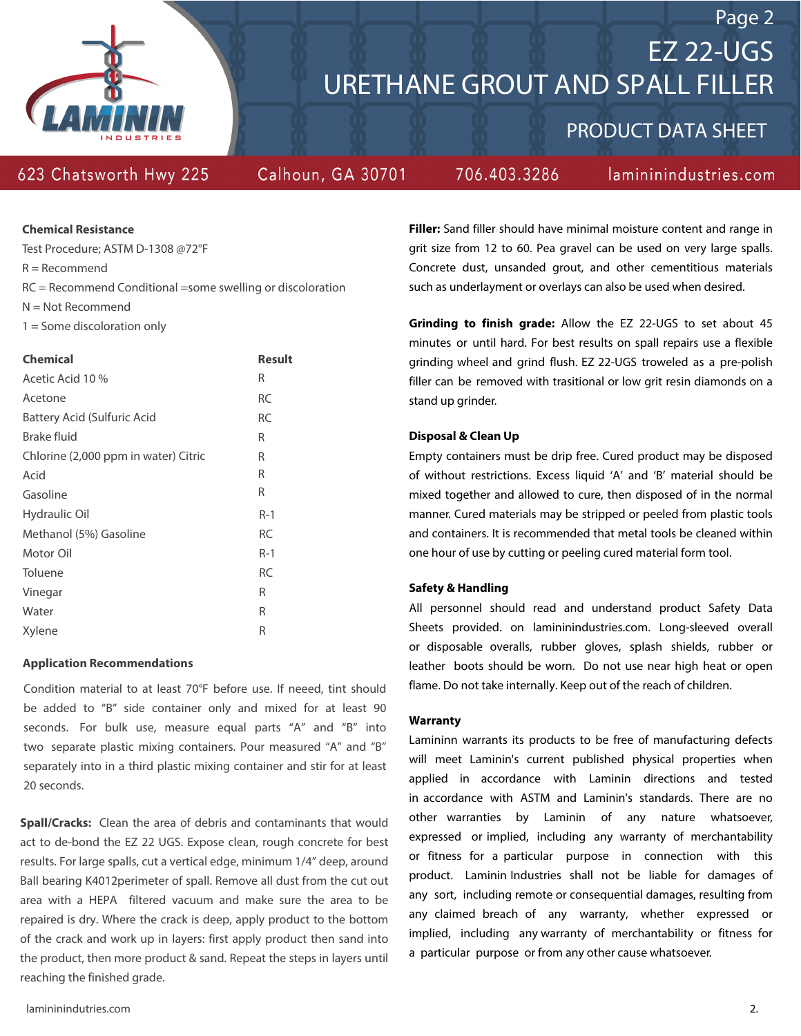# EZ 22-UGS
# URETHANE GROUT AND SPALL FILLER

## PRODUCT DATA SHEET

623 Chatsworth Hwy 225 | Calhoun, GA 30701 | 706.403.3286 | laminindustries.com

**Chemical Resistance**

Test Procedure; ASTM D-1308 @72°F

R = Recommend

RC = Recommend Conditional =some swelling or discoloration

N = Not Recommend

1 = Some discoloration only

| Chemical | Result |
|---|---|
| Acetic Acid 10 % | R |
| Acetone | RC |
| Battery Acid (Sulfuric Acid | RC |
| Brake fluid | R |
| Chlorine (2,000 ppm in water) Citric | R |
| Acid | R |
| Gasoline | R |
| Hydraulic Oil | R-1 |
| Methanol (5%) Gasoline | RC |
| Motor Oil | R-1 |
| Toluene | RC |
| Vinegar | R |
| Water | R |
| Xylene | R |

**Application Recommendations**

Condition material to at least 70°F before use. If neeed, tint should be added to "B" side container only and mixed for at least 90 seconds. For bulk use, measure equal parts "A" and "B" into two separate plastic mixing containers. Pour measured "A" and "B" separately into in a third plastic mixing container and stir for at least 20 seconds.

**Spall/Cracks:** Clean the area of debris and contaminants that would act to de-bond the EZ 22 UGS. Expose clean, rough concrete for best results. For large spalls, cut a vertical edge, minimum 1/4" deep, around Ball bearing K4012perimeter of spall. Remove all dust from the cut out area with a HEPA filtered vacuum and make sure the area to be repaired is dry. Where the crack is deep, apply product to the bottom of the crack and work up in layers: first apply product then sand into the product, then more product & sand. Repeat the steps in layers until reaching the finished grade.

**Filler:** Sand filler should have minimal moisture content and range in grit size from 12 to 60. Pea gravel can be used on very large spalls. Concrete dust, unsanded grout, and other cementitious materials such as underlayment or overlays can also be used when desired.

**Grinding to finish grade:** Allow the EZ 22-UGS to set about 45 minutes or until hard. For best results on spall repairs use a flexible grinding wheel and grind flush. EZ 22-UGS troweled as a pre-polish filler can be removed with trasitional or low grit resin diamonds on a stand up grinder.

**Disposal & Clean Up**

Empty containers must be drip free. Cured product may be disposed of without restrictions. Excess liquid 'A' and 'B' material should be mixed together and allowed to cure, then disposed of in the normal manner. Cured materials may be stripped or peeled from plastic tools and containers. It is recommended that metal tools be cleaned within one hour of use by cutting or peeling cured material form tool.

**Safety & Handling**

All personnel should read and understand product Safety Data Sheets provided. on laminindustries.com. Long-sleeved overall or disposable overalls, rubber gloves, splash shields, rubber or leather boots should be worn. Do not use near high heat or open flame. Do not take internally. Keep out of the reach of children.

**Warranty**

Lamininn warrants its products to be free of manufacturing defects will meet Laminin's current published physical properties when applied in accordance with Laminin directions and tested in accordance with ASTM and Laminin's standards. There are no other warranties by Laminin of any nature whatsoever, expressed or implied, including any warranty of merchantability or fitness for a particular purpose in connection with this product. Laminin Industries shall not be liable for damages of any sort, including remote or consequential damages, resulting from any claimed breach of any warranty, whether expressed or implied, including any warranty of merchantability or fitness for a particular purpose or from any other cause whatsoever.